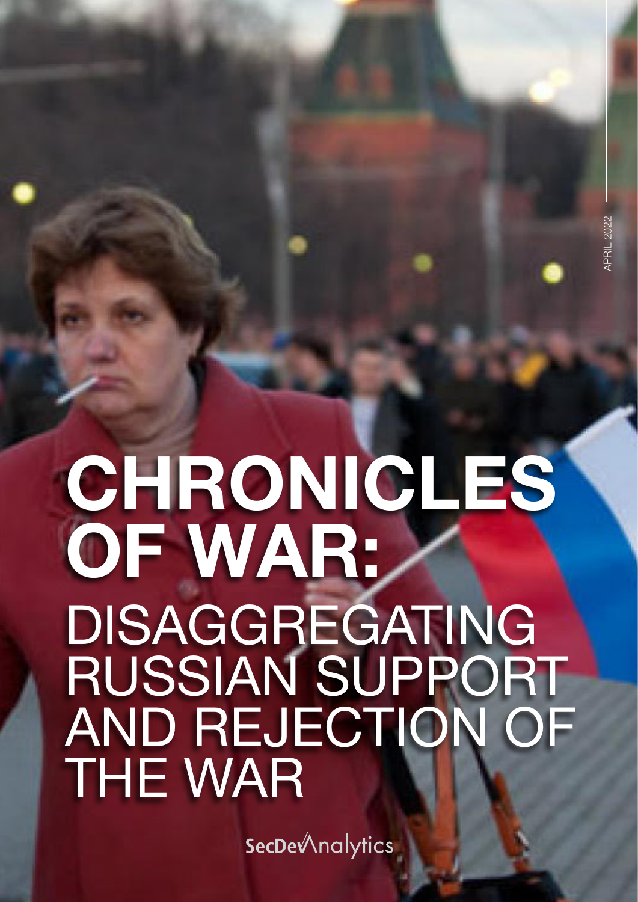APRIL 2022

# CHRONICLES OF WAR:

## DISAGGREGATING RUSSIAN SUPPORT AND REJECTION OF THE WAR

SecDevAnalytics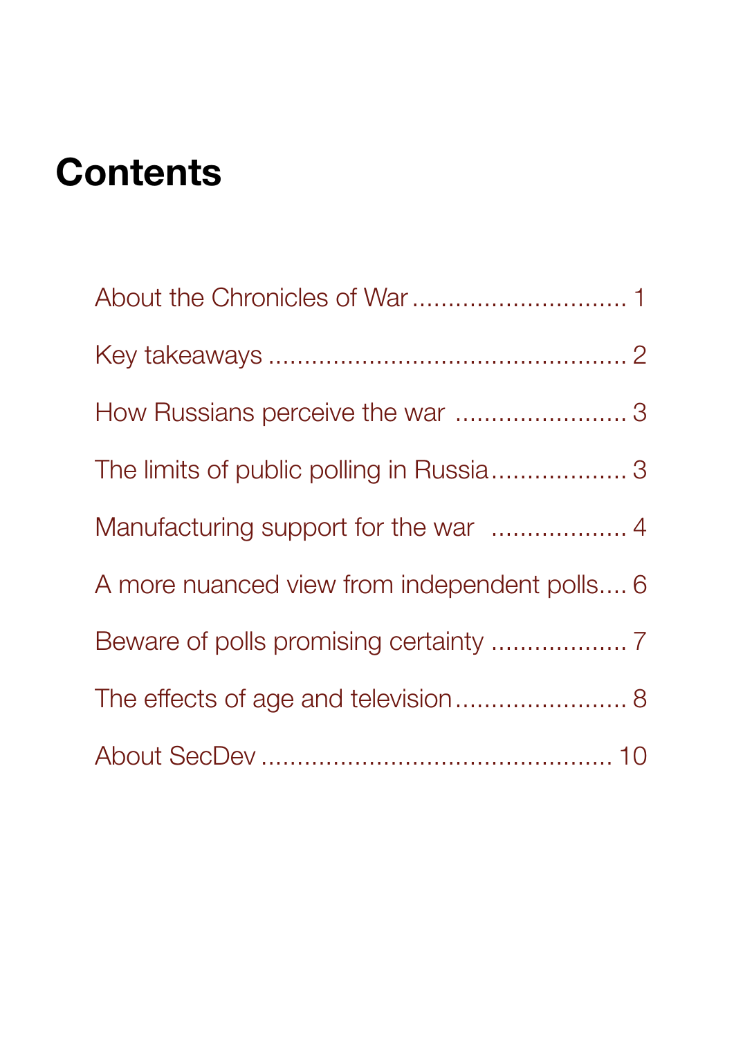# Contents

About the Chronicles of War .............................. 1

Key takeaways .................................................. 2

How Russians perceive the war ........................ 3

The limits of public polling in Russia................... 3

Manufacturing support for the war ................... 4

A more nuanced view from independent polls.... 6

Beware of polls promising certainty ................... 7

The effects of age and television........................ 8

About SecDev ................................................ 10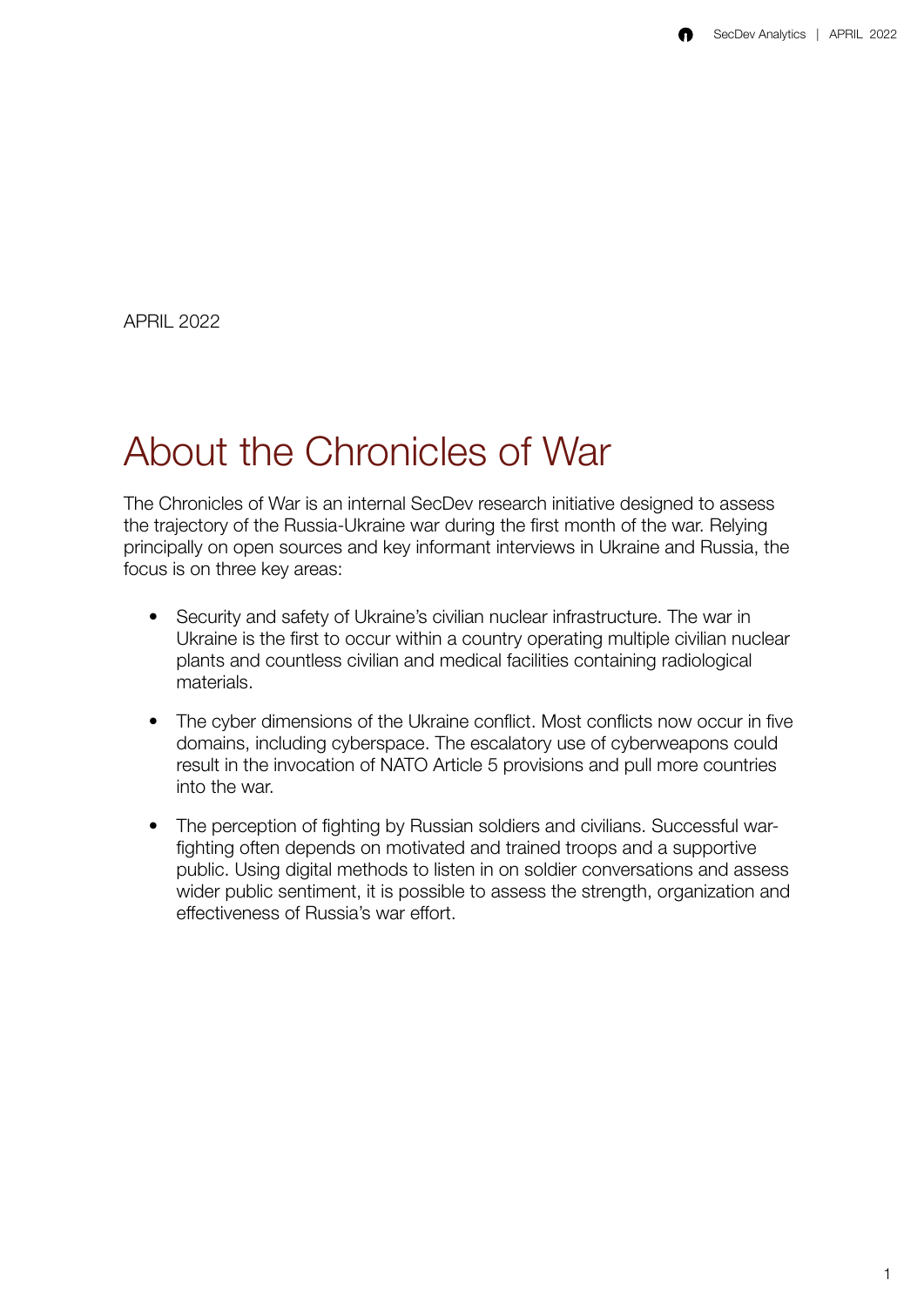APRIL 2022

# About the Chronicles of War

The Chronicles of War is an internal SecDev research initiative designed to assess the trajectory of the Russia-Ukraine war during the first month of the war. Relying principally on open sources and key informant interviews in Ukraine and Russia, the focus is on three key areas:

- Security and safety of Ukraine's civilian nuclear infrastructure. The war in Ukraine is the first to occur within a country operating multiple civilian nuclear plants and countless civilian and medical facilities containing radiological materials.

- The cyber dimensions of the Ukraine conflict. Most conflicts now occur in five domains, including cyberspace. The escalatory use of cyberweapons could result in the invocation of NATO Article 5 provisions and pull more countries into the war.

- The perception of fighting by Russian soldiers and civilians. Successful war-fighting often depends on motivated and trained troops and a supportive public. Using digital methods to listen in on soldier conversations and assess wider public sentiment, it is possible to assess the strength, organization and effectiveness of Russia's war effort.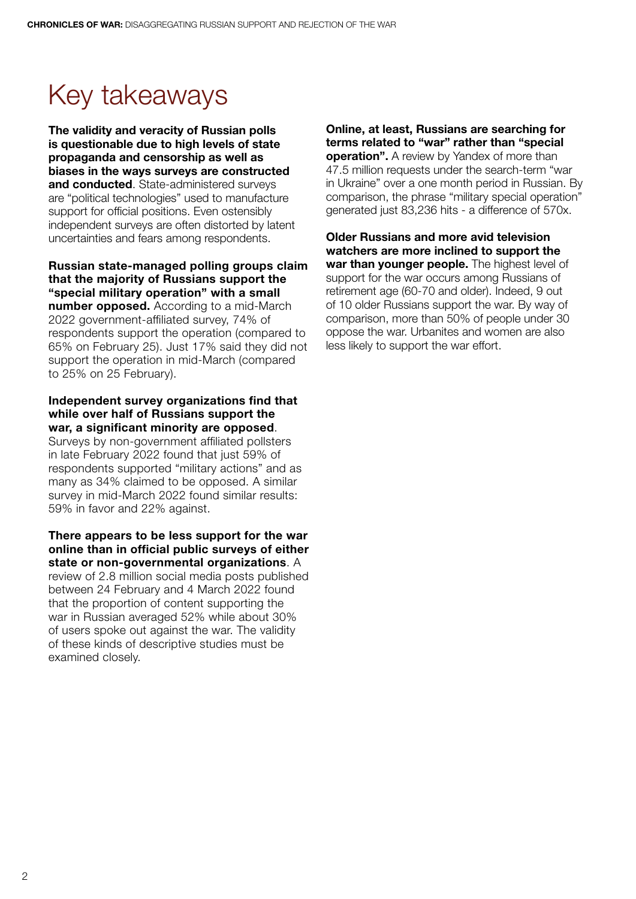# Key takeaways

**The validity and veracity of Russian polls is questionable due to high levels of state propaganda and censorship as well as biases in the ways surveys are constructed and conducted**. State-administered surveys are "political technologies" used to manufacture support for official positions. Even ostensibly independent surveys are often distorted by latent uncertainties and fears among respondents.

**Russian state-managed polling groups claim that the majority of Russians support the "special military operation" with a small number opposed.** According to a mid-March 2022 government-affiliated survey, 74% of respondents support the operation (compared to 65% on February 25). Just 17% said they did not support the operation in mid-March (compared to 25% on 25 February).

**Independent survey organizations find that while over half of Russians support the war, a significant minority are opposed**. Surveys by non-government affiliated pollsters in late February 2022 found that just 59% of respondents supported "military actions" and as many as 34% claimed to be opposed. A similar survey in mid-March 2022 found similar results: 59% in favor and 22% against.

**There appears to be less support for the war online than in official public surveys of either state or non-governmental organizations**. A review of 2.8 million social media posts published between 24 February and 4 March 2022 found that the proportion of content supporting the war in Russian averaged 52% while about 30% of users spoke out against the war. The validity of these kinds of descriptive studies must be examined closely.

**Online, at least, Russians are searching for terms related to "war" rather than "special operation".** A review by Yandex of more than 47.5 million requests under the search-term "war in Ukraine" over a one month period in Russian. By comparison, the phrase "military special operation" generated just 83,236 hits - a difference of 570x.

**Older Russians and more avid television watchers are more inclined to support the war than younger people.** The highest level of support for the war occurs among Russians of retirement age (60-70 and older). Indeed, 9 out of 10 older Russians support the war. By way of comparison, more than 50% of people under 30 oppose the war. Urbanites and women are also less likely to support the war effort.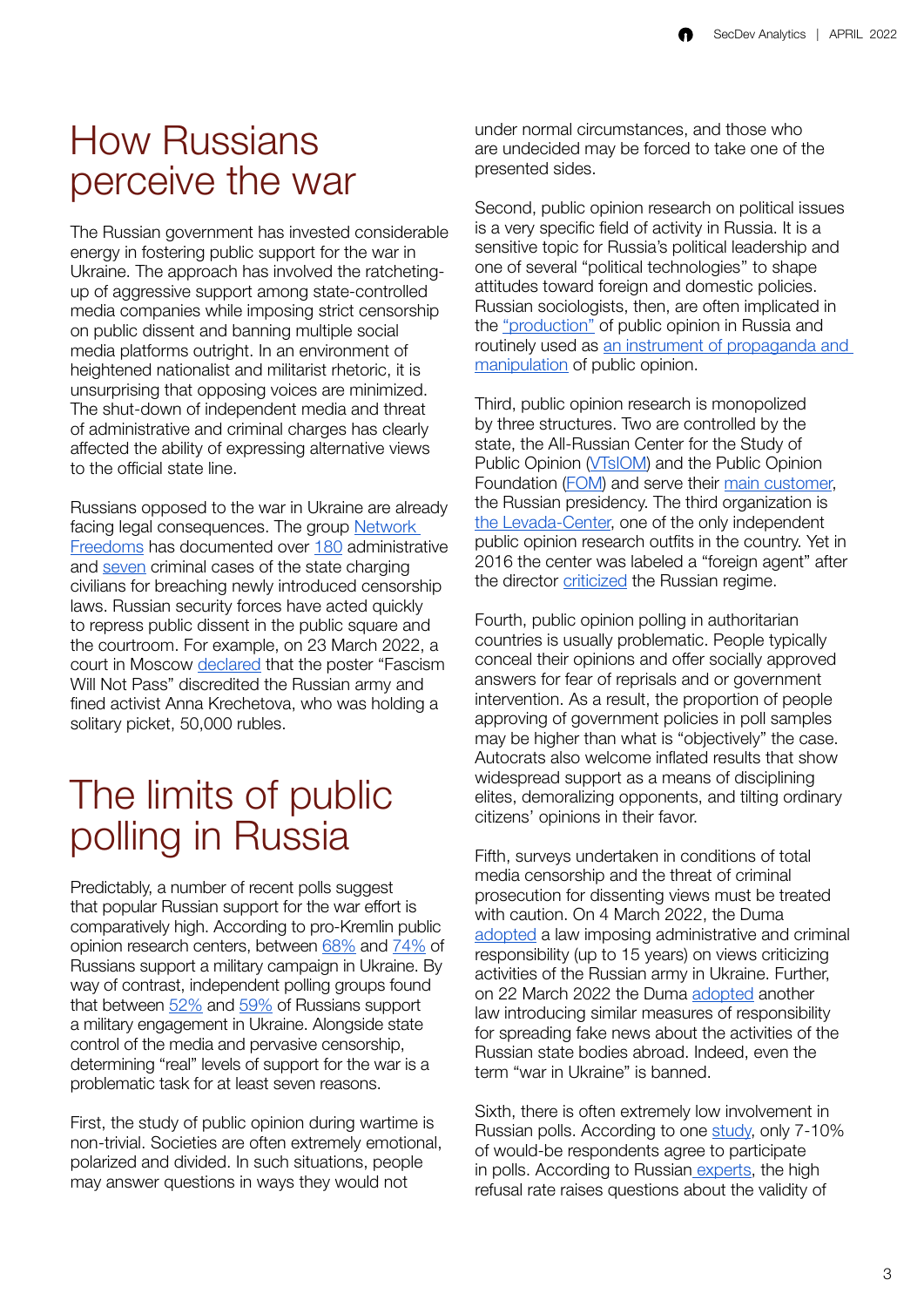# How Russians perceive the war

The Russian government has invested considerable energy in fostering public support for the war in Ukraine. The approach has involved the ratcheting-up of aggressive support among state-controlled media companies while imposing strict censorship on public dissent and banning multiple social media platforms outright. In an environment of heightened nationalist and militarist rhetoric, it is unsurprising that opposing voices are minimized. The shut-down of independent media and threat of administrative and criminal charges has clearly affected the ability of expressing alternative views to the official state line.

Russians opposed to the war in Ukraine are already facing legal consequences. The group Network Freedoms has documented over 180 administrative and seven criminal cases of the state charging civilians for breaching newly introduced censorship laws. Russian security forces have acted quickly to repress public dissent in the public square and the courtroom. For example, on 23 March 2022, a court in Moscow declared that the poster "Fascism Will Not Pass" discredited the Russian army and fined activist Anna Krechetova, who was holding a solitary picket, 50,000 rubles.

# The limits of public polling in Russia

Predictably, a number of recent polls suggest that popular Russian support for the war effort is comparatively high. According to pro-Kremlin public opinion research centers, between 68% and 74% of Russians support a military campaign in Ukraine. By way of contrast, independent polling groups found that between 52% and 59% of Russians support a military engagement in Ukraine. Alongside state control of the media and pervasive censorship, determining "real" levels of support for the war is a problematic task for at least seven reasons.

First, the study of public opinion during wartime is non-trivial. Societies are often extremely emotional, polarized and divided. In such situations, people may answer questions in ways they would not under normal circumstances, and those who are undecided may be forced to take one of the presented sides.

Second, public opinion research on political issues is a very specific field of activity in Russia. It is a sensitive topic for Russia's political leadership and one of several "political technologies" to shape attitudes toward foreign and domestic policies. Russian sociologists, then, are often implicated in the "production" of public opinion in Russia and routinely used as an instrument of propaganda and manipulation of public opinion.

Third, public opinion research is monopolized by three structures. Two are controlled by the state, the All-Russian Center for the Study of Public Opinion (VTsIOM) and the Public Opinion Foundation (FOM) and serve their main customer, the Russian presidency. The third organization is the Levada-Center, one of the only independent public opinion research outfits in the country. Yet in 2016 the center was labeled a "foreign agent" after the director criticized the Russian regime.

Fourth, public opinion polling in authoritarian countries is usually problematic. People typically conceal their opinions and offer socially approved answers for fear of reprisals and or government intervention. As a result, the proportion of people approving of government policies in poll samples may be higher than what is "objectively" the case. Autocrats also welcome inflated results that show widespread support as a means of disciplining elites, demoralizing opponents, and tilting ordinary citizens' opinions in their favor.

Fifth, surveys undertaken in conditions of total media censorship and the threat of criminal prosecution for dissenting views must be treated with caution. On 4 March 2022, the Duma adopted a law imposing administrative and criminal responsibility (up to 15 years) on views criticizing activities of the Russian army in Ukraine. Further, on 22 March 2022 the Duma adopted another law introducing similar measures of responsibility for spreading fake news about the activities of the Russian state bodies abroad. Indeed, even the term "war in Ukraine" is banned.

Sixth, there is often extremely low involvement in Russian polls. According to one study, only 7-10% of would-be respondents agree to participate in polls. According to Russian experts, the high refusal rate raises questions about the validity of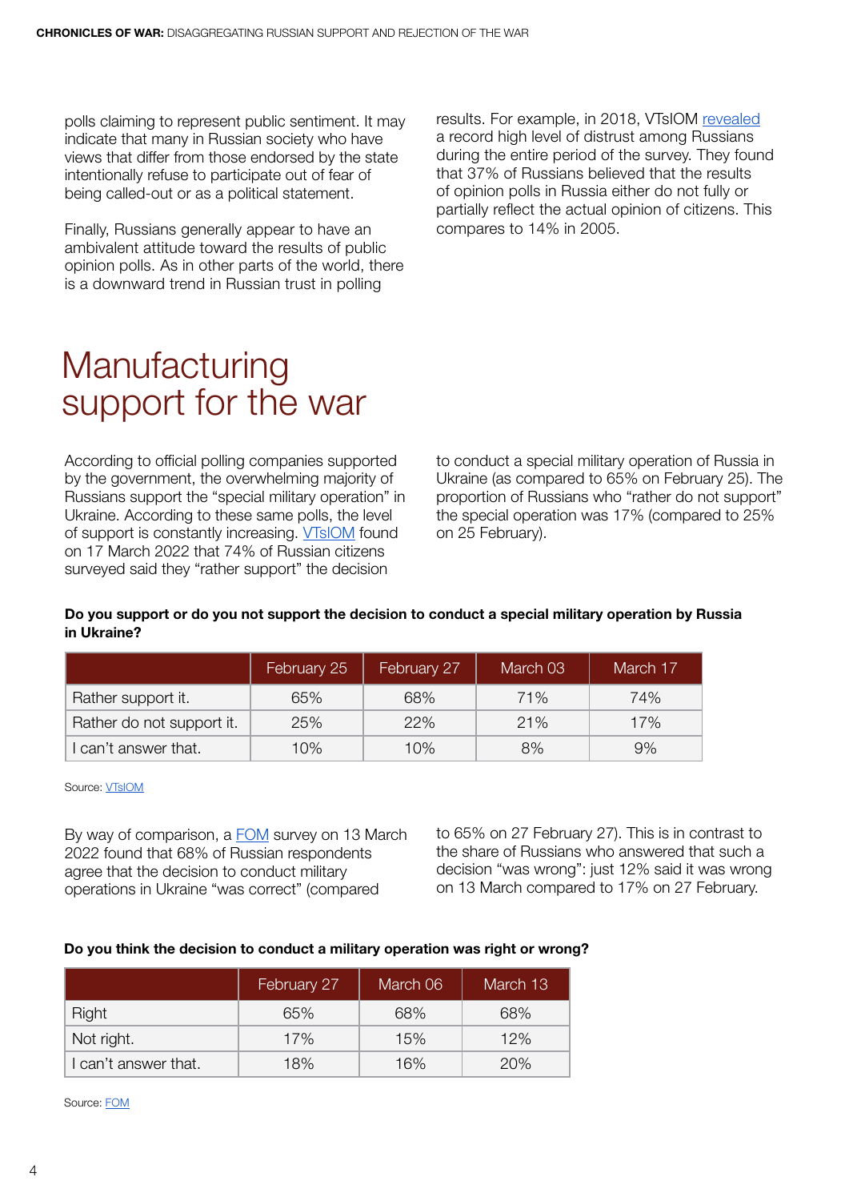polls claiming to represent public sentiment. It may indicate that many in Russian society who have views that differ from those endorsed by the state intentionally refuse to participate out of fear of being called-out or as a political statement.

Finally, Russians generally appear to have an ambivalent attitude toward the results of public opinion polls. As in other parts of the world, there is a downward trend in Russian trust in polling results. For example, in 2018, VTsIOM revealed a record high level of distrust among Russians during the entire period of the survey. They found that 37% of Russians believed that the results of opinion polls in Russia either do not fully or partially reflect the actual opinion of citizens. This compares to 14% in 2005.

# Manufacturing support for the war

According to official polling companies supported by the government, the overwhelming majority of Russians support the "special military operation" in Ukraine. According to these same polls, the level of support is constantly increasing. VTsIOM found on 17 March 2022 that 74% of Russian citizens surveyed said they "rather support" the decision to conduct a special military operation of Russia in Ukraine (as compared to 65% on February 25). The proportion of Russians who "rather do not support" the special operation was 17% (compared to 25% on 25 February).

**Do you support or do you not support the decision to conduct a special military operation by Russia in Ukraine?**

| | February 25 | February 27 | March 03 | March 17 |
|---|---|---|---|---|
| Rather support it. | 65% | 68% | 71% | 74% |
| Rather do not support it. | 25% | 22% | 21% | 17% |
| I can't answer that. | 10% | 10% | 8% | 9% |

Source: VTsIOM

By way of comparison, a FOM survey on 13 March 2022 found that 68% of Russian respondents agree that the decision to conduct military operations in Ukraine "was correct" (compared to 65% on 27 February 27). This is in contrast to the share of Russians who answered that such a decision "was wrong": just 12% said it was wrong on 13 March compared to 17% on 27 February.

**Do you think the decision to conduct a military operation was right or wrong?**

| | February 27 | March 06 | March 13 |
|---|---|---|---|
| Right | 65% | 68% | 68% |
| Not right. | 17% | 15% | 12% |
| I can't answer that. | 18% | 16% | 20% |

Source: FOM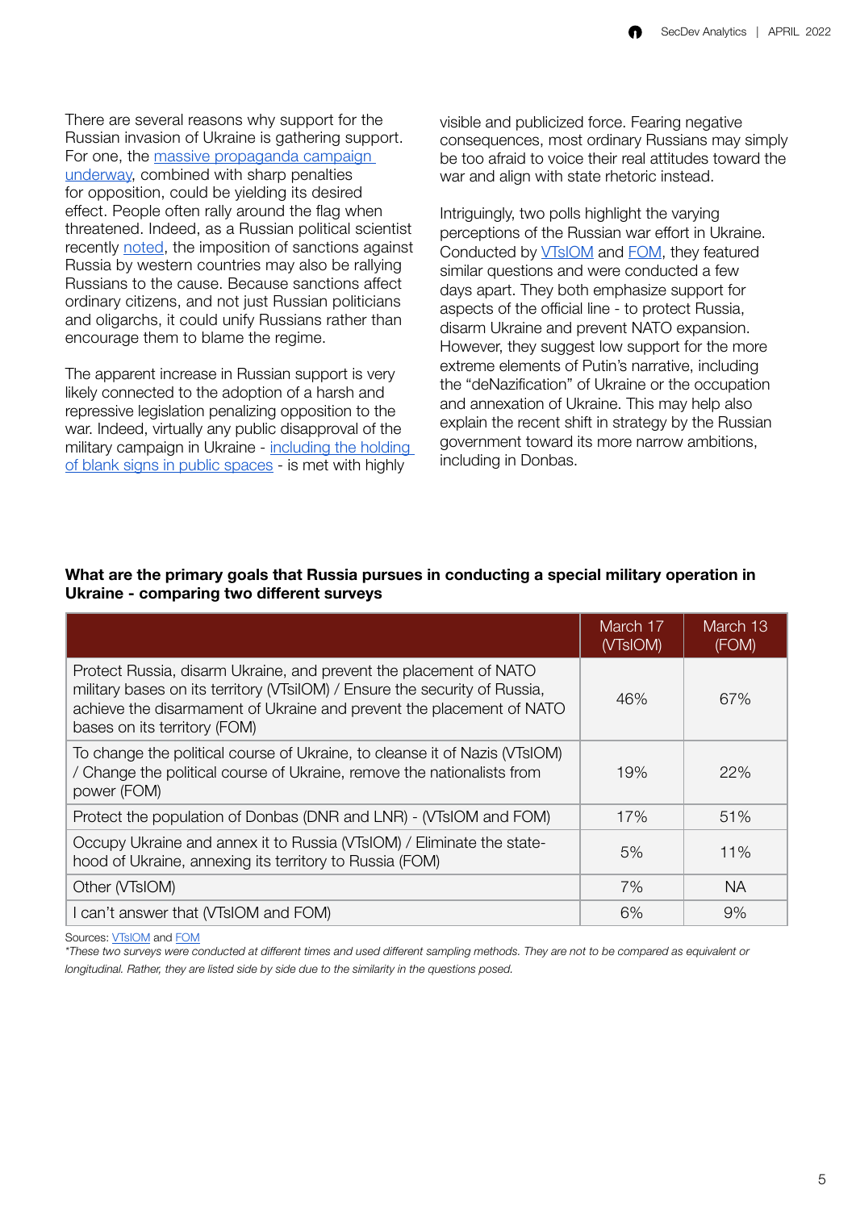There are several reasons why support for the Russian invasion of Ukraine is gathering support. For one, the massive propaganda campaign underway, combined with sharp penalties for opposition, could be yielding its desired effect. People often rally around the flag when threatened. Indeed, as a Russian political scientist recently noted, the imposition of sanctions against Russia by western countries may also be rallying Russians to the cause. Because sanctions affect ordinary citizens, and not just Russian politicians and oligarchs, it could unify Russians rather than encourage them to blame the regime.

The apparent increase in Russian support is very likely connected to the adoption of a harsh and repressive legislation penalizing opposition to the war. Indeed, virtually any public disapproval of the military campaign in Ukraine - including the holding of blank signs in public spaces - is met with highly visible and publicized force. Fearing negative consequences, most ordinary Russians may simply be too afraid to voice their real attitudes toward the war and align with state rhetoric instead.

Intriguingly, two polls highlight the varying perceptions of the Russian war effort in Ukraine. Conducted by VTsIOM and FOM, they featured similar questions and were conducted a few days apart. They both emphasize support for aspects of the official line - to protect Russia, disarm Ukraine and prevent NATO expansion. However, they suggest low support for the more extreme elements of Putin's narrative, including the "deNazification" of Ukraine or the occupation and annexation of Ukraine. This may help also explain the recent shift in strategy by the Russian government toward its more narrow ambitions, including in Donbas.

**What are the primary goals that Russia pursues in conducting a special military operation in Ukraine - comparing two different surveys**

| | March 17 (VTsIOM) | March 13 (FOM) |
|---|---|---|
| Protect Russia, disarm Ukraine, and prevent the placement of NATO military bases on its territory (VTsiIOM) / Ensure the security of Russia, achieve the disarmament of Ukraine and prevent the placement of NATO bases on its territory (FOM) | 46% | 67% |
| To change the political course of Ukraine, to cleanse it of Nazis (VTsIOM) / Change the political course of Ukraine, remove the nationalists from power (FOM) | 19% | 22% |
| Protect the population of Donbas (DNR and LNR) - (VTsIOM and FOM) | 17% | 51% |
| Occupy Ukraine and annex it to Russia (VTsIOM) / Eliminate the statehood of Ukraine, annexing its territory to Russia (FOM) | 5% | 11% |
| Other (VTsIOM) | 7% | NA |
| I can't answer that (VTsIOM and FOM) | 6% | 9% |

Sources: VTsIOM and FOM

*These two surveys were conducted at different times and used different sampling methods. They are not to be compared as equivalent or longitudinal. Rather, they are listed side by side due to the similarity in the questions posed.*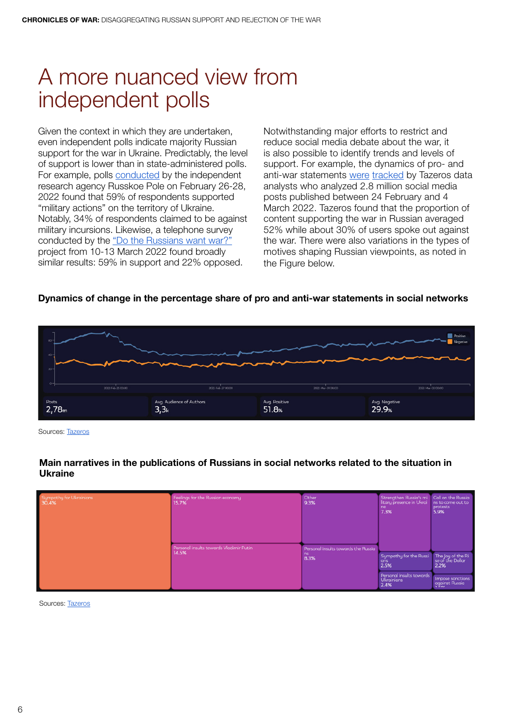# A more nuanced view from independent polls

Given the context in which they are undertaken, even independent polls indicate majority Russian support for the war in Ukraine. Predictably, the level of support is lower than in state-administered polls. For example, polls conducted by the independent research agency Russkoe Pole on February 26-28, 2022 found that 59% of respondents supported "military actions" on the territory of Ukraine. Notably, 34% of respondents claimed to be against military incursions. Likewise, a telephone survey conducted by the "Do the Russians want war?" project from 10-13 March 2022 found broadly similar results: 59% in support and 22% opposed.

Notwithstanding major efforts to restrict and reduce social media debate about the war, it is also possible to identify trends and levels of support. For example, the dynamics of pro- and anti-war statements were tracked by Tazeros data analysts who analyzed 2.8 million social media posts published between 24 February and 4 March 2022. Tazeros found that the proportion of content supporting the war in Russian averaged 52% while about 30% of users spoke out against the war. There were also variations in the types of motives shaping Russian viewpoints, as noted in the Figure below.

**Dynamics of change in the percentage share of pro and anti-war statements in social networks**

Posts: 2,78m | Avg. Audience of Authors: 3,3k | Avg. Positive: 51.8% | Avg. Negative: 29.9%

Sources: Tazeros

**Main narratives in the publications of Russians in social networks related to the situation in Ukraine**

- Sympathy for Ukrainians 30.4%
- Feelings for the Russian economy 15.7%
- Personal insults towards Vladimir Putin 14.5%
- Other 9.3%
- Personal insults towards the Russians 8.3%
- Strengthen Russia's military presence in Ukraine 7.3%
- Call on the Russians to come out to protests 5.9%
- Sympathy for the Russians 2.5%
- The Joy of the Rise of the Dollar 2.2%
- Personal insults towards Ukrainians 2.4%
- Impose sanctions against Russia

Sources: Tazeros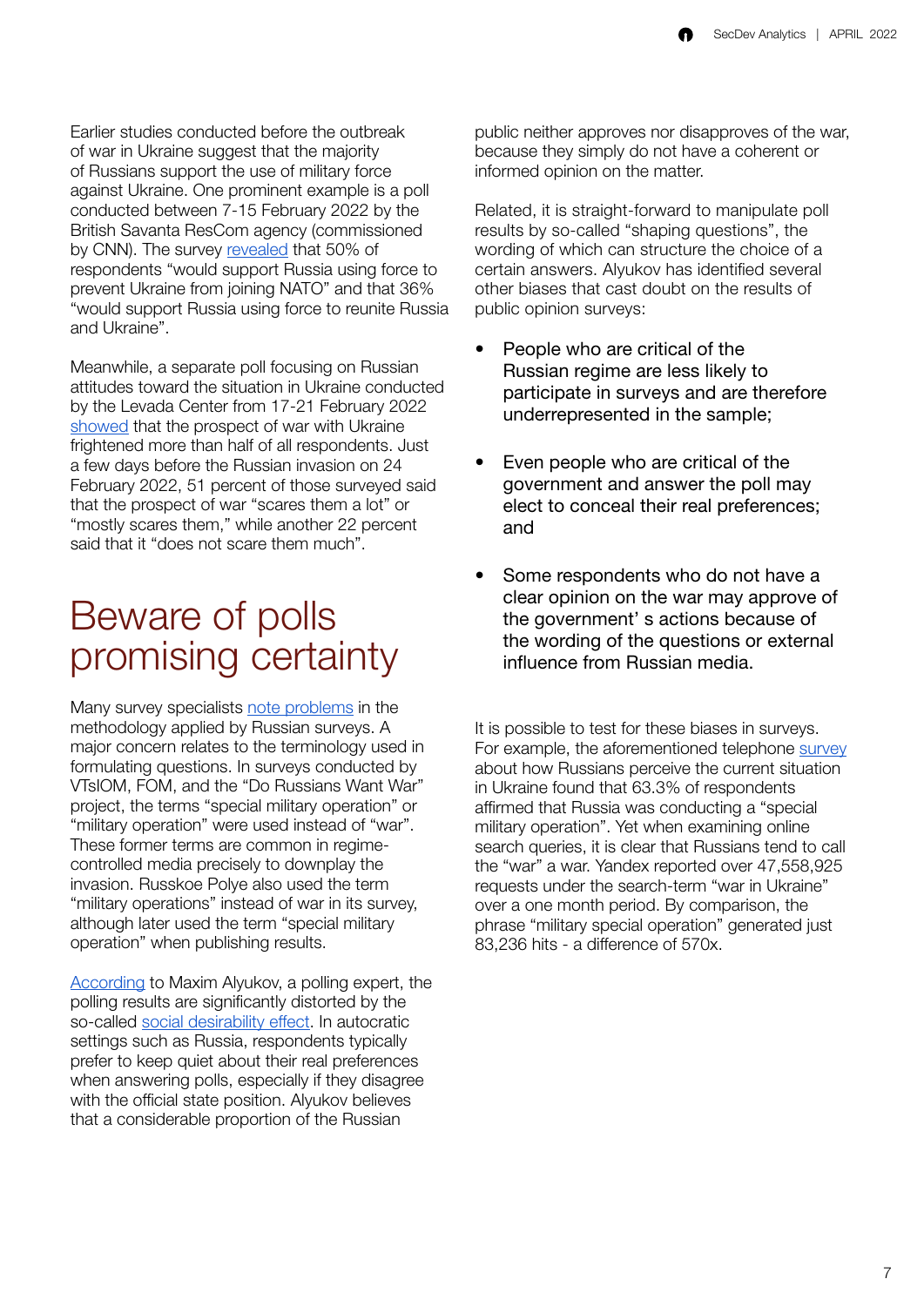Earlier studies conducted before the outbreak of war in Ukraine suggest that the majority of Russians support the use of military force against Ukraine. One prominent example is a poll conducted between 7-15 February 2022 by the British Savanta ResCom agency (commissioned by CNN). The survey revealed that 50% of respondents "would support Russia using force to prevent Ukraine from joining NATO" and that 36% "would support Russia using force to reunite Russia and Ukraine".

Meanwhile, a separate poll focusing on Russian attitudes toward the situation in Ukraine conducted by the Levada Center from 17-21 February 2022 showed that the prospect of war with Ukraine frightened more than half of all respondents. Just a few days before the Russian invasion on 24 February 2022, 51 percent of those surveyed said that the prospect of war "scares them a lot" or "mostly scares them," while another 22 percent said that it "does not scare them much".

# Beware of polls promising certainty

Many survey specialists note problems in the methodology applied by Russian surveys. A major concern relates to the terminology used in formulating questions. In surveys conducted by VTsIOM, FOM, and the "Do Russians Want War" project, the terms "special military operation" or "military operation" were used instead of "war". These former terms are common in regime-controlled media precisely to downplay the invasion. Russkoe Polye also used the term "military operations" instead of war in its survey, although later used the term "special military operation" when publishing results.

According to Maxim Alyukov, a polling expert, the polling results are significantly distorted by the so-called social desirability effect. In autocratic settings such as Russia, respondents typically prefer to keep quiet about their real preferences when answering polls, especially if they disagree with the official state position. Alyukov believes that a considerable proportion of the Russian public neither approves nor disapproves of the war, because they simply do not have a coherent or informed opinion on the matter.

Related, it is straight-forward to manipulate poll results by so-called "shaping questions", the wording of which can structure the choice of a certain answers. Alyukov has identified several other biases that cast doubt on the results of public opinion surveys:

- People who are critical of the Russian regime are less likely to participate in surveys and are therefore underrepresented in the sample;
- Even people who are critical of the government and answer the poll may elect to conceal their real preferences; and
- Some respondents who do not have a clear opinion on the war may approve of the government' s actions because of the wording of the questions or external influence from Russian media.

It is possible to test for these biases in surveys. For example, the aforementioned telephone survey about how Russians perceive the current situation in Ukraine found that 63.3% of respondents affirmed that Russia was conducting a "special military operation". Yet when examining online search queries, it is clear that Russians tend to call the "war" a war. Yandex reported over 47,558,925 requests under the search-term "war in Ukraine" over a one month period. By comparison, the phrase "military special operation" generated just 83,236 hits - a difference of 570x.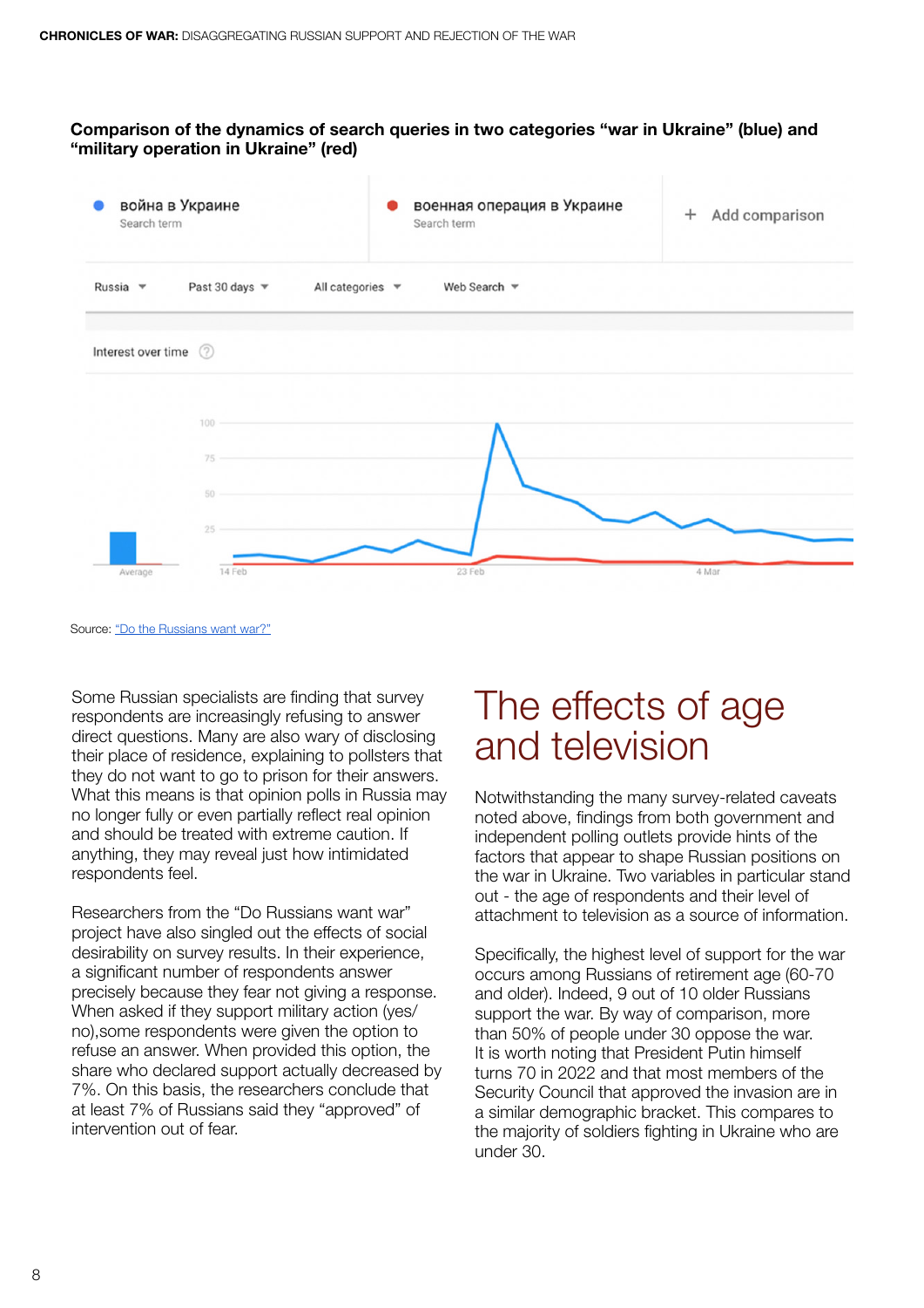**Comparison of the dynamics of search queries in two categories "war in Ukraine" (blue) and "military operation in Ukraine" (red)**

война в Украине
Search term

военная операция в Украине
Search term

+ Add comparison

Russia | Past 30 days | All categories | Web Search

Interest over time

Source: "Do the Russians want war?"

Some Russian specialists are finding that survey respondents are increasingly refusing to answer direct questions. Many are also wary of disclosing their place of residence, explaining to pollsters that they do not want to go to prison for their answers. What this means is that opinion polls in Russia may no longer fully or even partially reflect real opinion and should be treated with extreme caution. If anything, they may reveal just how intimidated respondents feel.

Researchers from the "Do Russians want war" project have also singled out the effects of social desirability on survey results. In their experience, a significant number of respondents answer precisely because they fear not giving a response. When asked if they support military action (yes/no),some respondents were given the option to refuse an answer. When provided this option, the share who declared support actually decreased by 7%. On this basis, the researchers conclude that at least 7% of Russians said they "approved" of intervention out of fear.

# The effects of age and television

Notwithstanding the many survey-related caveats noted above, findings from both government and independent polling outlets provide hints of the factors that appear to shape Russian positions on the war in Ukraine. Two variables in particular stand out - the age of respondents and their level of attachment to television as a source of information.

Specifically, the highest level of support for the war occurs among Russians of retirement age (60-70 and older). Indeed, 9 out of 10 older Russians support the war. By way of comparison, more than 50% of people under 30 oppose the war. It is worth noting that President Putin himself turns 70 in 2022 and that most members of the Security Council that approved the invasion are in a similar demographic bracket. This compares to the majority of soldiers fighting in Ukraine who are under 30.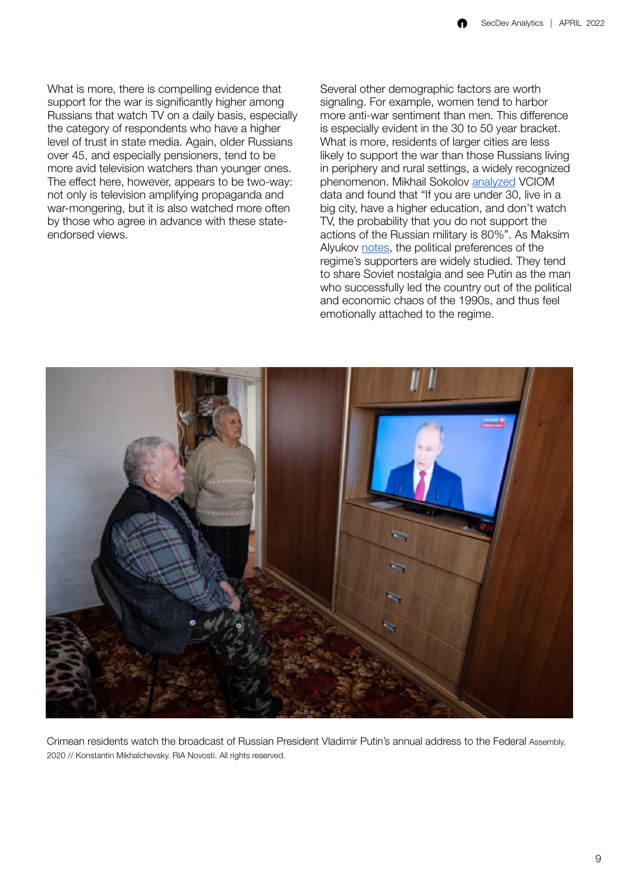What is more, there is compelling evidence that support for the war is significantly higher among Russians that watch TV on a daily basis, especially the category of respondents who have a higher level of trust in state media. Again, older Russians over 45, and especially pensioners, tend to be more avid television watchers than younger ones. The effect here, however, appears to be two-way: not only is television amplifying propaganda and war-mongering, but it is also watched more often by those who agree in advance with these state-endorsed views.

Several other demographic factors are worth signaling. For example, women tend to harbor more anti-war sentiment than men. This difference is especially evident in the 30 to 50 year bracket. What is more, residents of larger cities are less likely to support the war than those Russians living in periphery and rural settings, a widely recognized phenomenon. Mikhail Sokolov analyzed VCIOM data and found that "If you are under 30, live in a big city, have a higher education, and don't watch TV, the probability that you do not support the actions of the Russian military is 80%". As Maksim Alyukov notes, the political preferences of the regime's supporters are widely studied. They tend to share Soviet nostalgia and see Putin as the man who successfully led the country out of the political and economic chaos of the 1990s, and thus feel emotionally attached to the regime.

Crimean residents watch the broadcast of Russian President Vladimir Putin's annual address to the Federal Assembly, 2020 // Konstantin Mikhalchevsky. RIA Novosti. All rights reserved.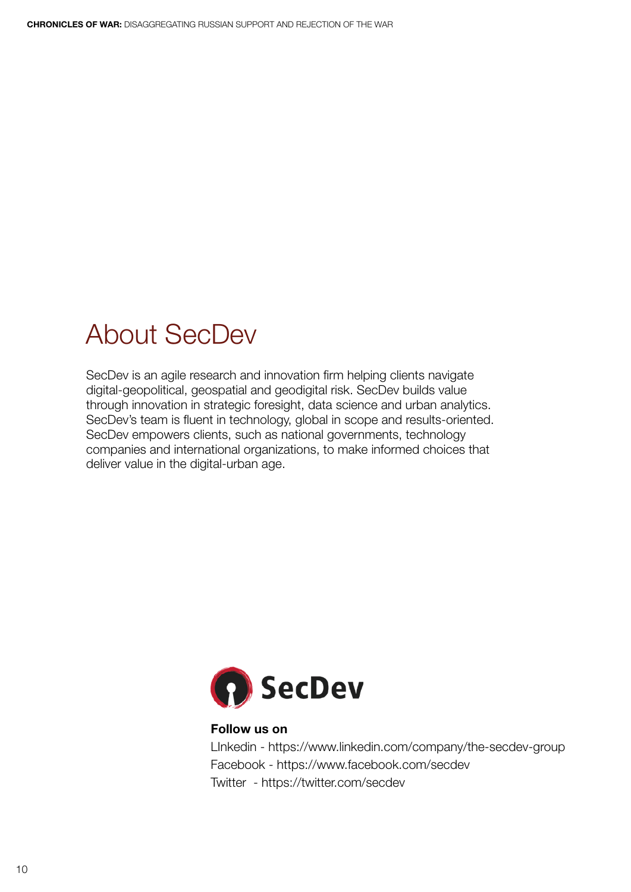# About SecDev

SecDev is an agile research and innovation firm helping clients navigate digital-geopolitical, geospatial and geodigital risk. SecDev builds value through innovation in strategic foresight, data science and urban analytics. SecDev's team is fluent in technology, global in scope and results-oriented. SecDev empowers clients, such as national governments, technology companies and international organizations, to make informed choices that deliver value in the digital-urban age.

SecDev

**Follow us on**

LInkedin - https://www.linkedin.com/company/the-secdev-group
Facebook - https://www.facebook.com/secdev
Twitter - https://twitter.com/secdev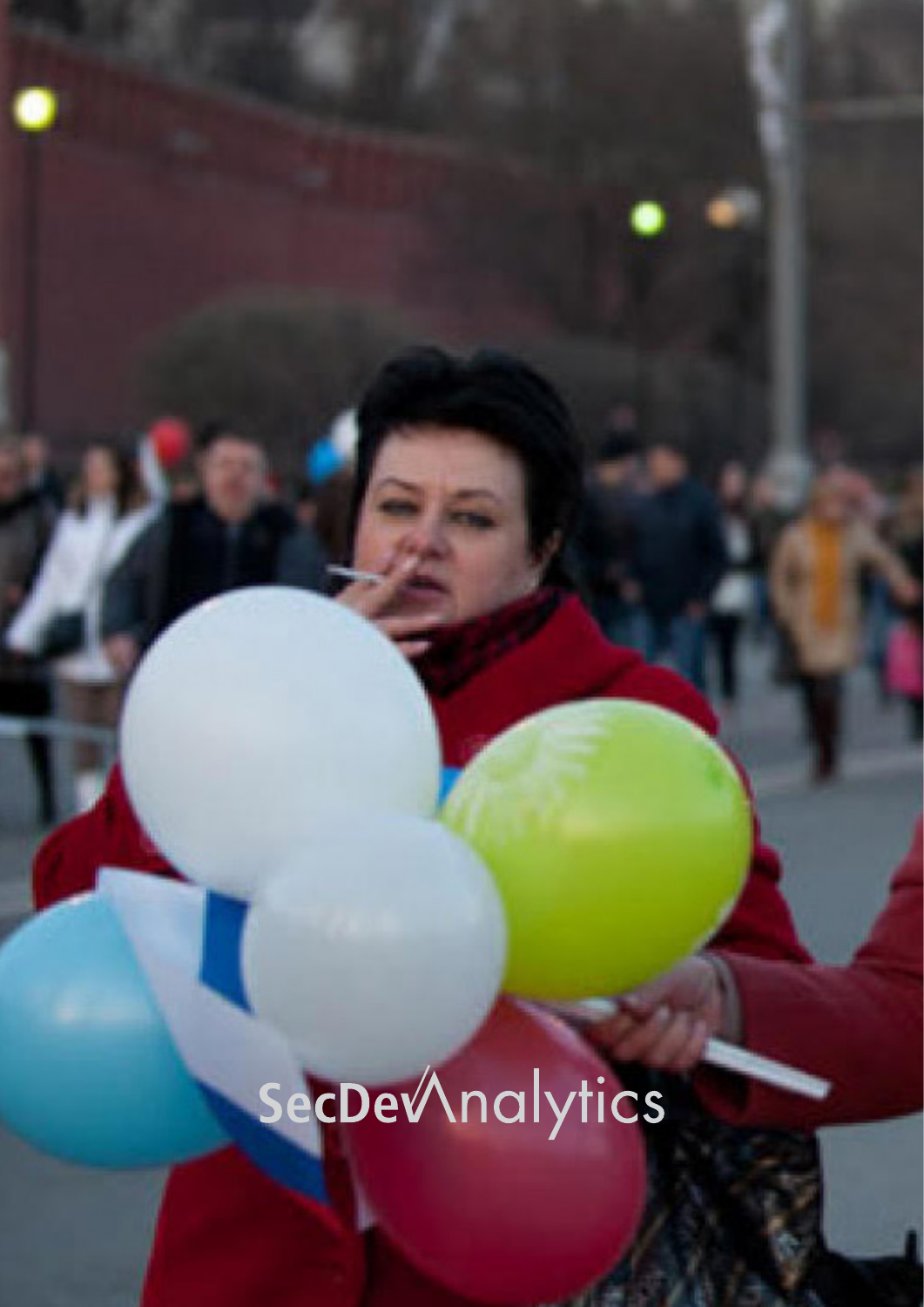SecDevAnalytics